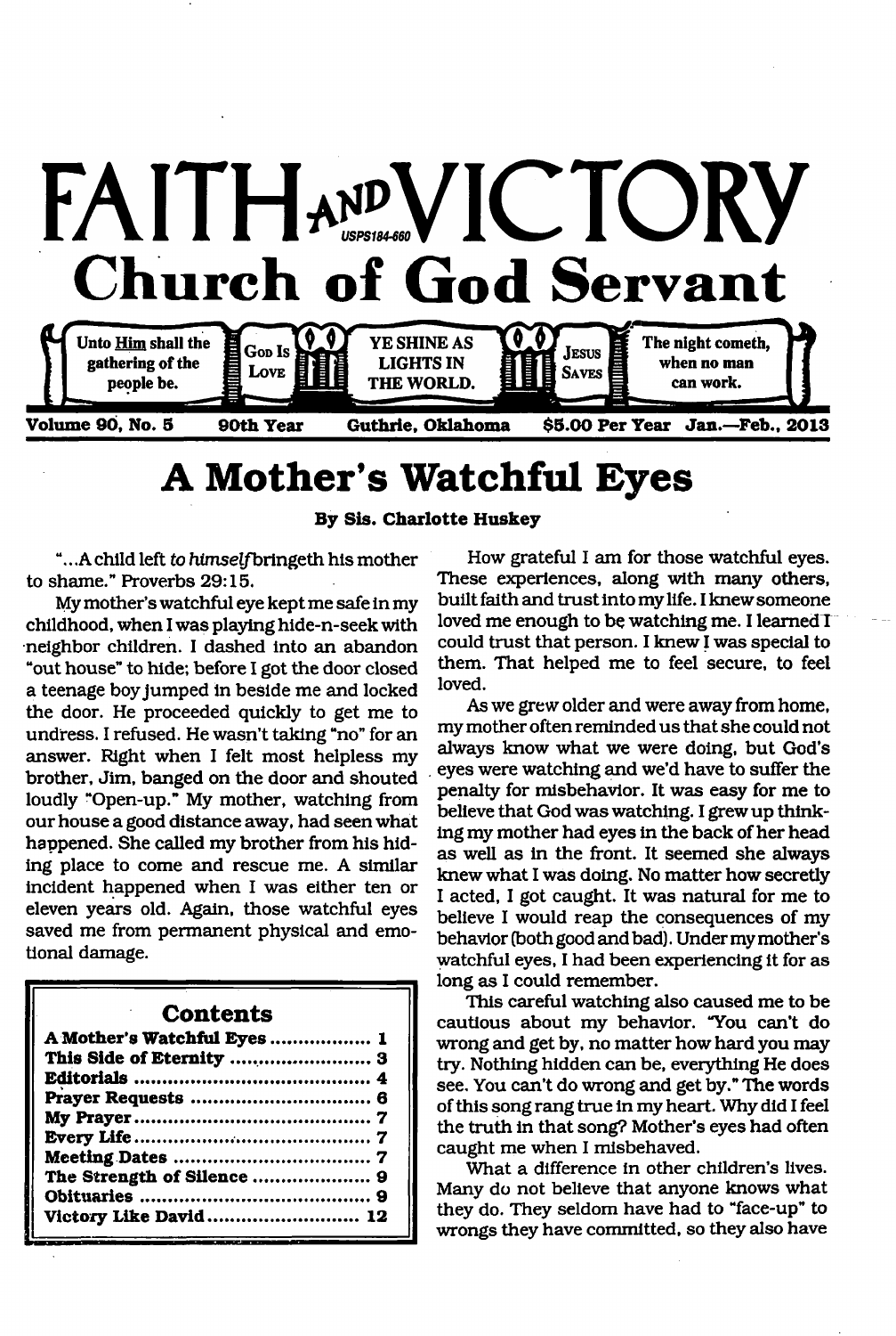# FAITH AND VICTORY

USPS184-660

## Church of God Servant

Unto Him shall the gathering of the people be. | GOD IS LOVE | YE SHINE AS LIGHTS IN THE WORLD. | JESUS SAVES | The night cometh, when no man can work.

**Volume 90, No. 5 — 90th Year — Guthrie, Oklahoma — $5.00 Per Year — Jan.—Feb., 2013**

# A Mother's Watchful Eyes

**By Sis. Charlotte Huskey**

"...A child left *to himself* bringeth his mother to shame." Proverbs 29:15.

My mother's watchful eye kept me safe in my childhood, when I was playing hide-n-seek with neighbor children. I dashed into an abandon "out house" to hide; before I got the door closed a teenage boy jumped in beside me and locked the door. He proceeded quickly to get me to undress. I refused. He wasn't taking "no" for an answer. Right when I felt most helpless my brother, Jim, banged on the door and shouted loudly "Open-up." My mother, watching from our house a good distance away, had seen what happened. She called my brother from his hiding place to come and rescue me. A similar incident happened when I was either ten or eleven years old. Again, those watchful eyes saved me from permanent physical and emotional damage.

How grateful I am for those watchful eyes. These experiences, along with many others, built faith and trust into my life. I knew someone loved me enough to be watching me. I learned I could trust that person. I knew I was special to them. That helped me to feel secure, to feel loved.

As we grew older and were away from home, my mother often reminded us that she could not always know what we were doing, but God's eyes were watching and we'd have to suffer the penalty for misbehavior. It was easy for me to believe that God was watching. I grew up thinking my mother had eyes in the back of her head as well as in the front. It seemed she always knew what I was doing. No matter how secretly I acted, I got caught. It was natural for me to believe I would reap the consequences of my behavior (both good and bad). Under my mother's watchful eyes, I had been experiencing it for as long as I could remember.

This careful watching also caused me to be cautious about my behavior. "You can't do wrong and get by, no matter how hard you may try. Nothing hidden can be, everything He does see. You can't do wrong and get by." The words of this song rang true in my heart. Why did I feel the truth in that song? Mother's eyes had often caught me when I misbehaved.

What a difference in other children's lives. Many do not believe that anyone knows what they do. They seldom have had to "face-up" to wrongs they have committed, so they also have

### Contents

| | |
|---|---|
| A Mother's Watchful Eyes | 1 |
| This Side of Eternity | 3 |
| Editorials | 4 |
| Prayer Requests | 6 |
| My Prayer | 7 |
| Every Life | 7 |
| Meeting Dates | 7 |
| The Strength of Silence | 9 |
| Obituaries | 9 |
| Victory Like David | 12 |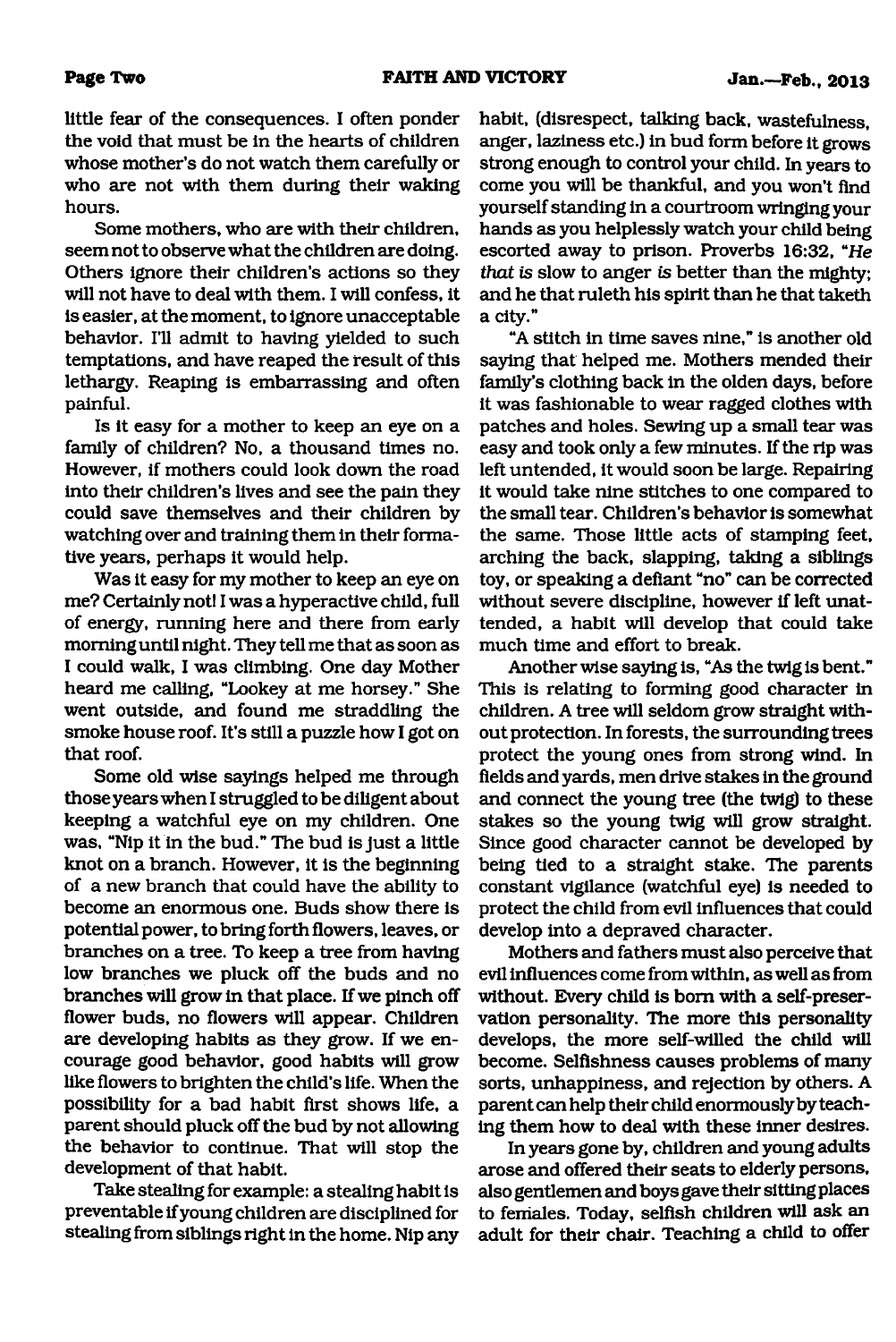little fear of the consequences. I often ponder the void that must be in the hearts of children whose mother's do not watch them carefully or who are not with them during their waking hours.

Some mothers, who are with their children, seem not to observe what the children are doing. Others ignore their children's actions so they will not have to deal with them. I will confess, it is easier, at the moment, to ignore unacceptable behavior. I'll admit to having yielded to such temptations, and have reaped the result of this lethargy. Reaping is embarrassing and often painful.

Is it easy for a mother to keep an eye on a family of children? No, a thousand times no. However, if mothers could look down the road into their children's lives and see the pain they could save themselves and their children by watching over and training them in their formative years, perhaps it would help.

Was it easy for my mother to keep an eye on me? Certainly not! I was a hyperactive child, full of energy, running here and there from early morning until night. They tell me that as soon as I could walk, I was climbing. One day Mother heard me calling, "Lookey at me horsey." She went outside, and found me straddling the smoke house roof. It's still a puzzle how I got on that roof.

Some old wise sayings helped me through those years when I struggled to be diligent about keeping a watchful eye on my children. One was, "Nip it in the bud." The bud is just a little knot on a branch. However, it is the beginning of a new branch that could have the ability to become an enormous one. Buds show there is potential power, to bring forth flowers, leaves, or branches on a tree. To keep a tree from having low branches we pluck off the buds and no branches will grow in that place. If we pinch off flower buds, no flowers will appear. Children are developing habits as they grow. If we encourage good behavior, good habits will grow like flowers to brighten the child's life. When the possibility for a bad habit first shows life, a parent should pluck off the bud by not allowing the behavior to continue. That will stop the development of that habit.

Take stealing for example: a stealing habit is preventable if young children are disciplined for stealing from siblings right in the home. Nip any habit, (disrespect, talking back, wastefulness, anger, laziness etc.) in bud form before it grows strong enough to control your child. In years to come you will be thankful, and you won't find yourself standing in a courtroom wringing your hands as you helplessly watch your child being escorted away to prison. Proverbs 16:32, "*He that is* slow to anger *is* better than the mighty; and he that ruleth his spirit than he that taketh a city."

"A stitch in time saves nine," is another old saying that helped me. Mothers mended their family's clothing back in the olden days, before it was fashionable to wear ragged clothes with patches and holes. Sewing up a small tear was easy and took only a few minutes. If the rip was left untended, it would soon be large. Repairing it would take nine stitches to one compared to the small tear. Children's behavior is somewhat the same. Those little acts of stamping feet, arching the back, slapping, taking a siblings toy, or speaking a defiant "no" can be corrected without severe discipline, however if left unattended, a habit will develop that could take much time and effort to break.

Another wise saying is, "As the twig is bent." This is relating to forming good character in children. A tree will seldom grow straight without protection. In forests, the surrounding trees protect the young ones from strong wind. In fields and yards, men drive stakes in the ground and connect the young tree (the twig) to these stakes so the young twig will grow straight. Since good character cannot be developed by being tied to a straight stake. The parents constant vigilance (watchful eye) is needed to protect the child from evil influences that could develop into a depraved character.

Mothers and fathers must also perceive that evil influences come from within, as well as from without. Every child is born with a self-preservation personality. The more this personality develops, the more self-willed the child will become. Selfishness causes problems of many sorts, unhappiness, and rejection by others. A parent can help their child enormously by teaching them how to deal with these inner desires.

In years gone by, children and young adults arose and offered their seats to elderly persons, also gentlemen and boys gave their sitting places to females. Today, selfish children will ask an adult for their chair. Teaching a child to offer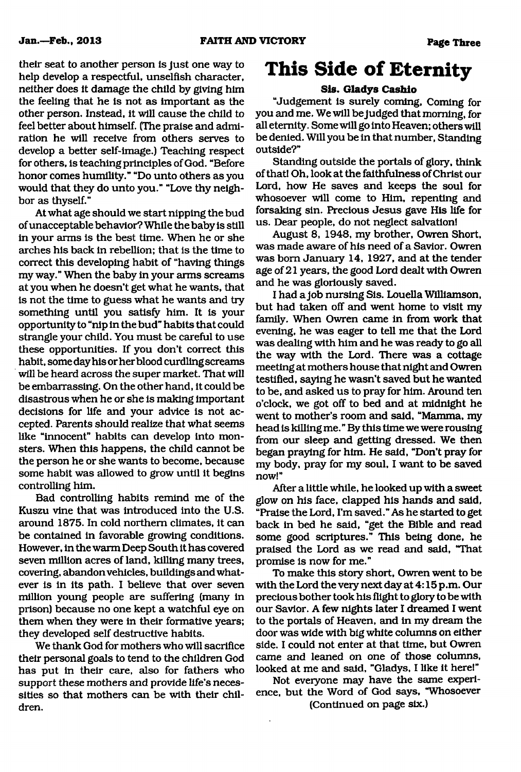their seat to another person is just one way to help develop a respectful, unselfish character, neither does it damage the child by giving him the feeling that he is not as important as the other person. Instead, it will cause the child to feel better about himself. (The praise and admiration he will receive from others serves to develop a better self-image.) Teaching respect for others, is teaching principles of God. "Before honor comes humility." "Do unto others as you would that they do unto you." "Love thy neighbor as thyself."

At what age should we start nipping the bud of unacceptable behavior? While the baby is still in your arms is the best time. When he or she arches his back in rebellion; that is the time to correct this developing habit of "having things my way." When the baby in your arms screams at you when he doesn't get what he wants, that is not the time to guess what he wants and try something until you satisfy him. It is your opportunity to "nip in the bud" habits that could strangle your child. You must be careful to use these opportunities. If you don't correct this habit, some day his or her blood curdling screams will be heard across the super market. That will be embarrassing. On the other hand, it could be disastrous when he or she is making important decisions for life and your advice is not accepted. Parents should realize that what seems like "innocent" habits can develop into monsters. When this happens, the child cannot be the person he or she wants to become, because some habit was allowed to grow until it begins controlling him.

Bad controlling habits remind me of the Kuszu vine that was introduced into the U.S. around 1875. In cold northern climates, it can be contained in favorable growing conditions. However, in the warm Deep South it has covered seven million acres of land, killing many trees, covering, abandon vehicles, buildings and whatever is in its path. I believe that over seven million young people are suffering (many in prison) because no one kept a watchful eye on them when they were in their formative years; they developed self destructive habits.

We thank God for mothers who will sacrifice their personal goals to tend to the children God has put in their care, also for fathers who support these mothers and provide life's necessities so that mothers can be with their children.

# This Side of Eternity

**Sis. Gladys Cashio**

"Judgement is surely coming, Coming for you and me. We will be judged that morning, for all eternity. Some will go into Heaven; others will be denied. Will you be in that number, Standing outside?"

Standing outside the portals of glory, think of that! Oh, look at the faithfulness of Christ our Lord, how He saves and keeps the soul for whosoever will come to Him, repenting and forsaking sin. Precious Jesus gave His life for us. Dear people, do not neglect salvation!

August 8, 1948, my brother, Owren Short, was made aware of his need of a Savior. Owren was born January 14, 1927, and at the tender age of 21 years, the good Lord dealt with Owren and he was gloriously saved.

I had a job nursing Sis. Louella Williamson, but had taken off and went home to visit my family. When Owren came in from work that evening, he was eager to tell me that the Lord was dealing with him and he was ready to go all the way with the Lord. There was a cottage meeting at mothers house that night and Owren testified, saying he wasn't saved but he wanted to be, and asked us to pray for him. Around ten o'clock, we got off to bed and at midnight he went to mother's room and said, "Mamma, my head is killing me." By this time we were rousing from our sleep and getting dressed. We then began praying for him. He said, "Don't pray for my body, pray for my soul, I want to be saved now!"

After a little while, he looked up with a sweet glow on his face, clapped his hands and said, "Praise the Lord, I'm saved." As he started to get back in bed he said, "get the Bible and read some good scriptures." This being done, he praised the Lord as we read and said, "That promise is now for me."

To make this story short, Owren went to be with the Lord the very next day at 4:15 p.m. Our precious bother took his flight to glory to be with our Savior. A few nights later I dreamed I went to the portals of Heaven, and in my dream the door was wide with big white columns on either side. I could not enter at that time, but Owren came and leaned on one of those columns, looked at me and said, "Gladys, I like it here!"

Not everyone may have the same experience, but the Word of God says, "Whosoever

(Continued on page six.)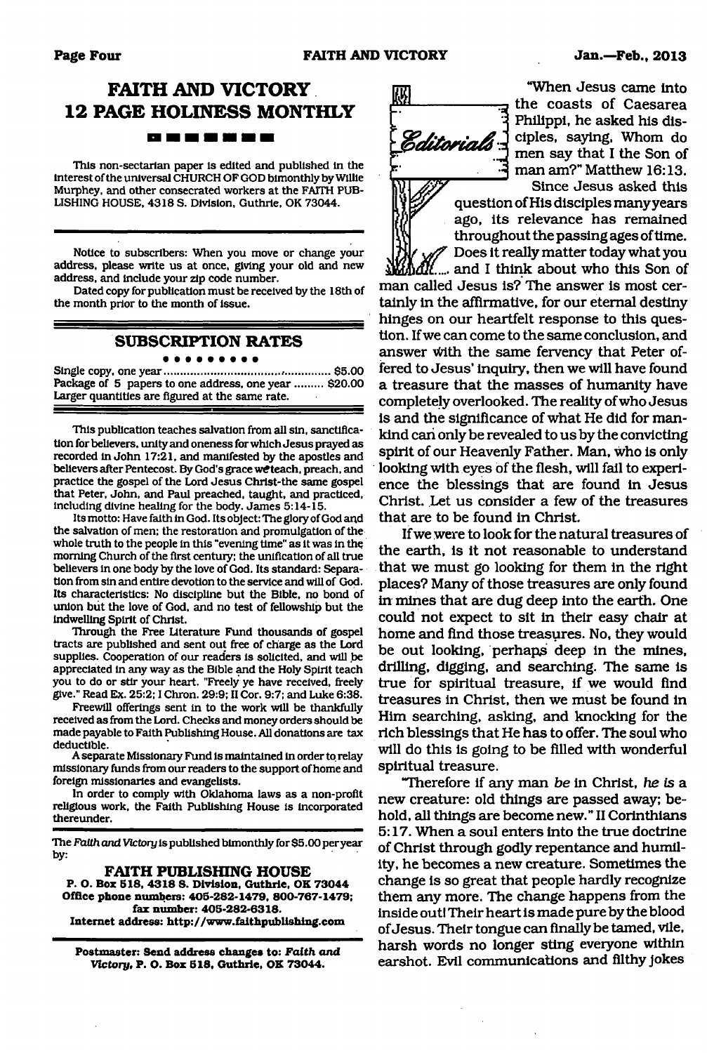# FAITH AND VICTORY 12 PAGE HOLINESS MONTHLY

This non-sectarian paper is edited and published in the interest of the universal CHURCH OF GOD bimonthly by Willie Murphey, and other consecrated workers at the FAITH PUBLISHING HOUSE, 4318 S. Division, Guthrie, OK 73044.

Notice to subscribers: When you move or change your address, please write us at once, giving your old and new address, and include your zip code number.

Dated copy for publication must be received by the 18th of the month prior to the month of issue.

## SUBSCRIPTION RATES

Single copy, one year .................................................. $5.00
Package of 5 papers to one address, one year ......... $20.00
Larger quantities are figured at the same rate.

This publication teaches salvation from all sin, sanctification for believers, unity and oneness for which Jesus prayed as recorded in John 17:21, and manifested by the apostles and believers after Pentecost. By God's grace we teach, preach, and practice the gospel of the Lord Jesus Christ-the same gospel that Peter, John, and Paul preached, taught, and practiced, including divine healing for the body. James 5:14-15.

Its motto: Have faith in God. Its object: The glory of God and the salvation of men; the restoration and promulgation of the whole truth to the people in this "evening time" as it was in the morning Church of the first century; the unification of all true believers in one body by the love of God. Its standard: Separation from sin and entire devotion to the service and will of God. Its characteristics: No discipline but the Bible, no bond of union but the love of God, and no test of fellowship but the indwelling Spirit of Christ.

Through the Free Literature Fund thousands of gospel tracts are published and sent out free of charge as the Lord supplies. Cooperation of our readers is solicited, and will be appreciated in any way as the Bible and the Holy Spirit teach you to do or stir your heart. "Freely ye have received, freely give." Read Ex. 25:2; I Chron. 29:9; II Cor. 9:7; and Luke 6:38.

Freewill offerings sent in to the work will be thankfully received as from the Lord. Checks and money orders should be made payable to Faith Publishing House. All donations are tax deductible.

A separate Missionary Fund is maintained in order to relay missionary funds from our readers to the support of home and foreign missionaries and evangelists.

In order to comply with Oklahoma laws as a non-profit religious work, the Faith Publishing House is incorporated thereunder.

The *Faith and Victory* is published bimonthly for $5.00 per year by:

**FAITH PUBLISHING HOUSE**
**P. O. Box 518, 4318 S. Division, Guthrie, OK 73044**
**Office phone numbers: 405-282-1479, 800-767-1479; fax number: 405-282-6318.**
**Internet address: http://www.faithpublishing.com**

**Postmaster: Send address changes to: *Faith and Victory*, P. O. Box 518, Guthrie, OK 73044.**

## Editorials

"When Jesus came into the coasts of Caesarea Philippi, he asked his disciples, saying, Whom do men say that I the Son of man am?" Matthew 16:13.

Since Jesus asked this question of His disciples many years ago, its relevance has remained throughout the passing ages of time. Does it really matter today what you and I think about who this Son of man called Jesus is? The answer is most certainly in the affirmative, for our eternal destiny hinges on our heartfelt response to this question. If we can come to the same conclusion, and answer with the same fervency that Peter offered to Jesus' inquiry, then we will have found a treasure that the masses of humanity have completely overlooked. The reality of who Jesus is and the significance of what He did for mankind can only be revealed to us by the convicting spirit of our Heavenly Father. Man, who is only looking with eyes of the flesh, will fail to experience the blessings that are found in Jesus Christ. Let us consider a few of the treasures that are to be found in Christ.

If we were to look for the natural treasures of the earth, is it not reasonable to understand that we must go looking for them in the right places? Many of those treasures are only found in mines that are dug deep into the earth. One could not expect to sit in their easy chair at home and find those treasures. No, they would be out looking, perhaps deep in the mines, drilling, digging, and searching. The same is true for spiritual treasure, if we would find treasures in Christ, then we must be found in Him searching, asking, and knocking for the rich blessings that He has to offer. The soul who will do this is going to be filled with wonderful spiritual treasure.

"Therefore if any man *be* in Christ, *he is* a new creature: old things are passed away; behold, all things are become new." II Corinthians 5:17. When a soul enters into the true doctrine of Christ through godly repentance and humility, he becomes a new creature. Sometimes the change is so great that people hardly recognize them any more. The change happens from the inside out! Their heart is made pure by the blood of Jesus. Their tongue can finally be tamed, vile, harsh words no longer sting everyone within earshot. Evil communications and filthy jokes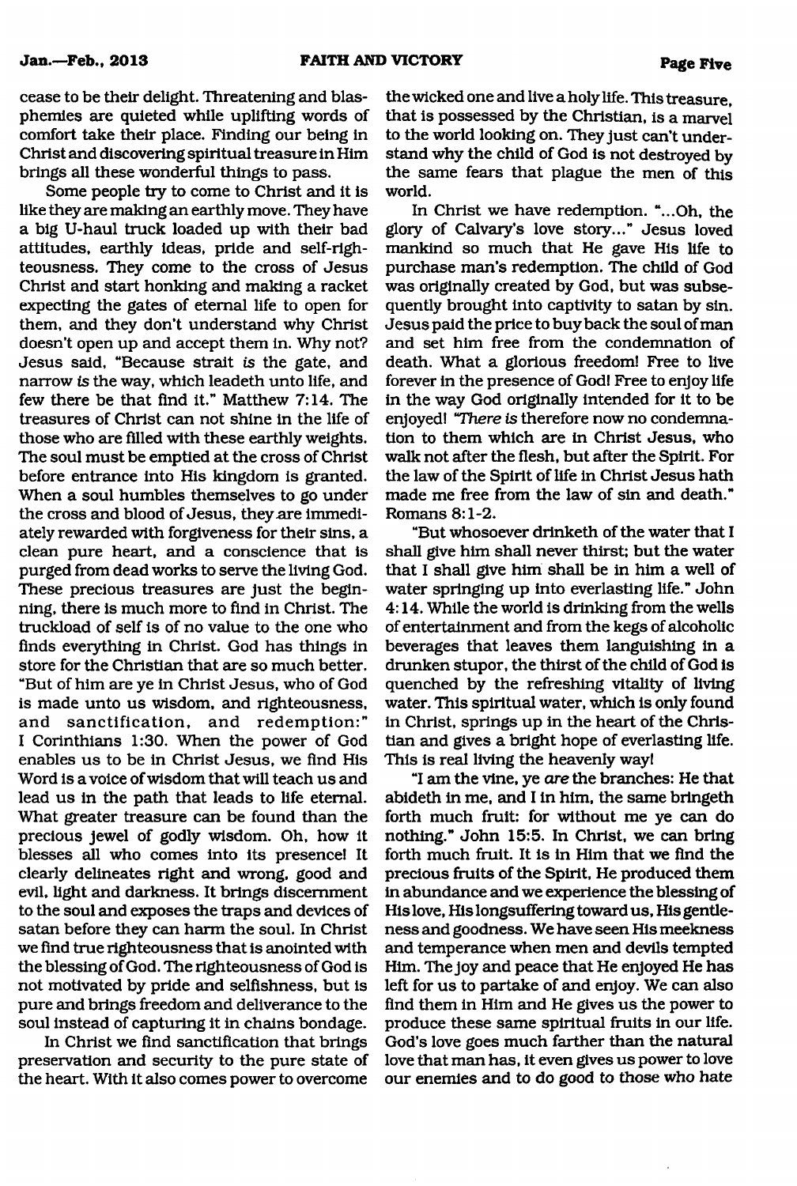cease to be their delight. Threatening and blasphemies are quieted while uplifting words of comfort take their place. Finding our being in Christ and discovering spiritual treasure in Him brings all these wonderful things to pass.

Some people try to come to Christ and it is like they are making an earthly move. They have a big U-haul truck loaded up with their bad attitudes, earthly ideas, pride and self-righteousness. They come to the cross of Jesus Christ and start honking and making a racket expecting the gates of eternal life to open for them, and they don't understand why Christ doesn't open up and accept them in. Why not? Jesus said, "Because strait *is* the gate, and narrow *is* the way, which leadeth unto life, and few there be that find it." Matthew 7:14. The treasures of Christ can not shine in the life of those who are filled with these earthly weights. The soul must be emptied at the cross of Christ before entrance into His kingdom is granted. When a soul humbles themselves to go under the cross and blood of Jesus, they are immediately rewarded with forgiveness for their sins, a clean pure heart, and a conscience that is purged from dead works to serve the living God. These precious treasures are just the beginning, there is much more to find in Christ. The truckload of self is of no value to the one who finds everything in Christ. God has things in store for the Christian that are so much better. "But of him are ye in Christ Jesus, who of God is made unto us wisdom, and righteousness, and sanctification, and redemption:" I Corinthians 1:30. When the power of God enables us to be in Christ Jesus, we find His Word is a voice of wisdom that will teach us and lead us in the path that leads to life eternal. What greater treasure can be found than the precious jewel of godly wisdom. Oh, how it blesses all who comes into its presence! It clearly delineates right and wrong, good and evil, light and darkness. It brings discernment to the soul and exposes the traps and devices of satan before they can harm the soul. In Christ we find true righteousness that is anointed with the blessing of God. The righteousness of God is not motivated by pride and selfishness, but is pure and brings freedom and deliverance to the soul instead of capturing it in chains bondage.

In Christ we find sanctification that brings preservation and security to the pure state of the heart. With it also comes power to overcome the wicked one and live a holy life. This treasure, that is possessed by the Christian, is a marvel to the world looking on. They just can't understand why the child of God is not destroyed by the same fears that plague the men of this world.

In Christ we have redemption. "...Oh, the glory of Calvary's love story..." Jesus loved mankind so much that He gave His life to purchase man's redemption. The child of God was originally created by God, but was subsequently brought into captivity to satan by sin. Jesus paid the price to buy back the soul of man and set him free from the condemnation of death. What a glorious freedom! Free to live forever in the presence of God! Free to enjoy life in the way God originally intended for it to be enjoyed! "*There is* therefore now no condemnation to them which are in Christ Jesus, who walk not after the flesh, but after the Spirit. For the law of the Spirit of life in Christ Jesus hath made me free from the law of sin and death." Romans 8:1-2.

"But whosoever drinketh of the water that I shall give him shall never thirst; but the water that I shall give him shall be in him a well of water springing up into everlasting life." John 4:14. While the world is drinking from the wells of entertainment and from the kegs of alcoholic beverages that leaves them languishing in a drunken stupor, the thirst of the child of God is quenched by the refreshing vitality of living water. This spiritual water, which is only found in Christ, springs up in the heart of the Christian and gives a bright hope of everlasting life. This is real living the heavenly way!

"I am the vine, ye *are* the branches: He that abideth in me, and I in him, the same bringeth forth much fruit: for without me ye can do nothing." John 15:5. In Christ, we can bring forth much fruit. It is in Him that we find the precious fruits of the Spirit, He produced them in abundance and we experience the blessing of His love, His longsuffering toward us, His gentleness and goodness. We have seen His meekness and temperance when men and devils tempted Him. The joy and peace that He enjoyed He has left for us to partake of and enjoy. We can also find them in Him and He gives us the power to produce these same spiritual fruits in our life. God's love goes much farther than the natural love that man has, it even gives us power to love our enemies and to do good to those who hate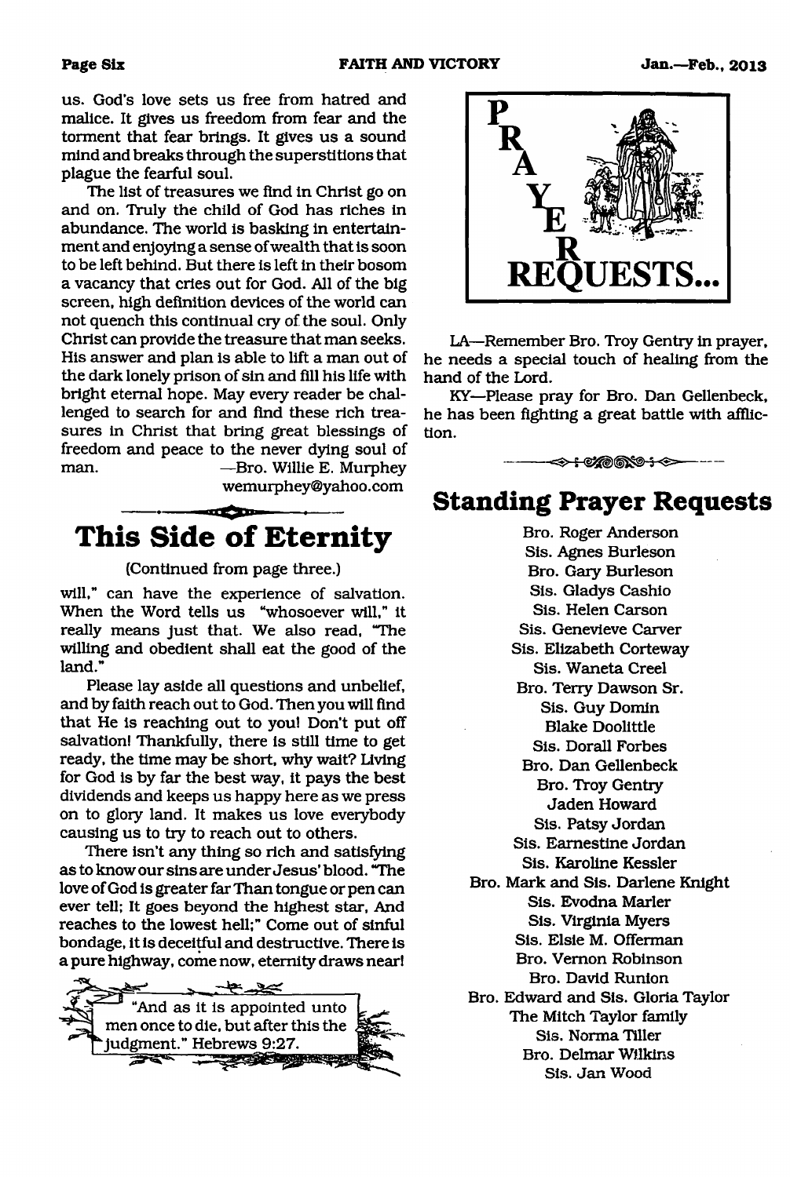us. God's love sets us free from hatred and malice. It gives us freedom from fear and the torment that fear brings. It gives us a sound mind and breaks through the superstitions that plague the fearful soul.

The list of treasures we find in Christ go on and on. Truly the child of God has riches in abundance. The world is basking in entertainment and enjoying a sense of wealth that is soon to be left behind. But there is left in their bosom a vacancy that cries out for God. All of the big screen, high definition devices of the world can not quench this continual cry of the soul. Only Christ can provide the treasure that man seeks. His answer and plan is able to lift a man out of the dark lonely prison of sin and fill his life with bright eternal hope. May every reader be challenged to search for and find these rich treasures in Christ that bring great blessings of freedom and peace to the never dying soul of man.

—Bro. Willie E. Murphey
wemurphey@yahoo.com

# This Side of Eternity

(Continued from page three.)

will," can have the experience of salvation. When the Word tells us "whosoever will," it really means just that. We also read, "The willing and obedient shall eat the good of the land."

Please lay aside all questions and unbelief, and by faith reach out to God. Then you will find that He is reaching out to you! Don't put off salvation! Thankfully, there is still time to get ready, the time may be short, why wait? Living for God is by far the best way, it pays the best dividends and keeps us happy here as we press on to glory land. It makes us love everybody causing us to try to reach out to others.

There isn't any thing so rich and satisfying as to know our sins are under Jesus' blood. "The love of God is greater far Than tongue or pen can ever tell; It goes beyond the highest star, And reaches to the lowest hell;" Come out of sinful bondage, it is deceitful and destructive. There is a pure highway, come now, eternity draws near!

"And as it is appointed unto men once to die, but after this the judgment." Hebrews 9:27.

# PRAYER REQUESTS...

LA—Remember Bro. Troy Gentry in prayer, he needs a special touch of healing from the hand of the Lord.

KY—Please pray for Bro. Dan Gellenbeck, he has been fighting a great battle with affliction.

# Standing Prayer Requests

Bro. Roger Anderson
Sis. Agnes Burleson
Bro. Gary Burleson
Sis. Gladys Cashio
Sis. Helen Carson
Sis. Genevieve Carver
Sis. Elizabeth Corteway
Sis. Waneta Creel
Bro. Terry Dawson Sr.
Sis. Guy Domin
Blake Doolittle
Sis. Dorall Forbes
Bro. Dan Gellenbeck
Bro. Troy Gentry
Jaden Howard
Sis. Patsy Jordan
Sis. Earnestine Jordan
Sis. Karoline Kessler
Bro. Mark and Sis. Darlene Knight
Sis. Evodna Marler
Sis. Virginia Myers
Sis. Elsie M. Offerman
Bro. Vernon Robinson
Bro. David Runion
Bro. Edward and Sis. Gloria Taylor
The Mitch Taylor family
Sis. Norma Tiller
Bro. Delmar Wilkins
Sis. Jan Wood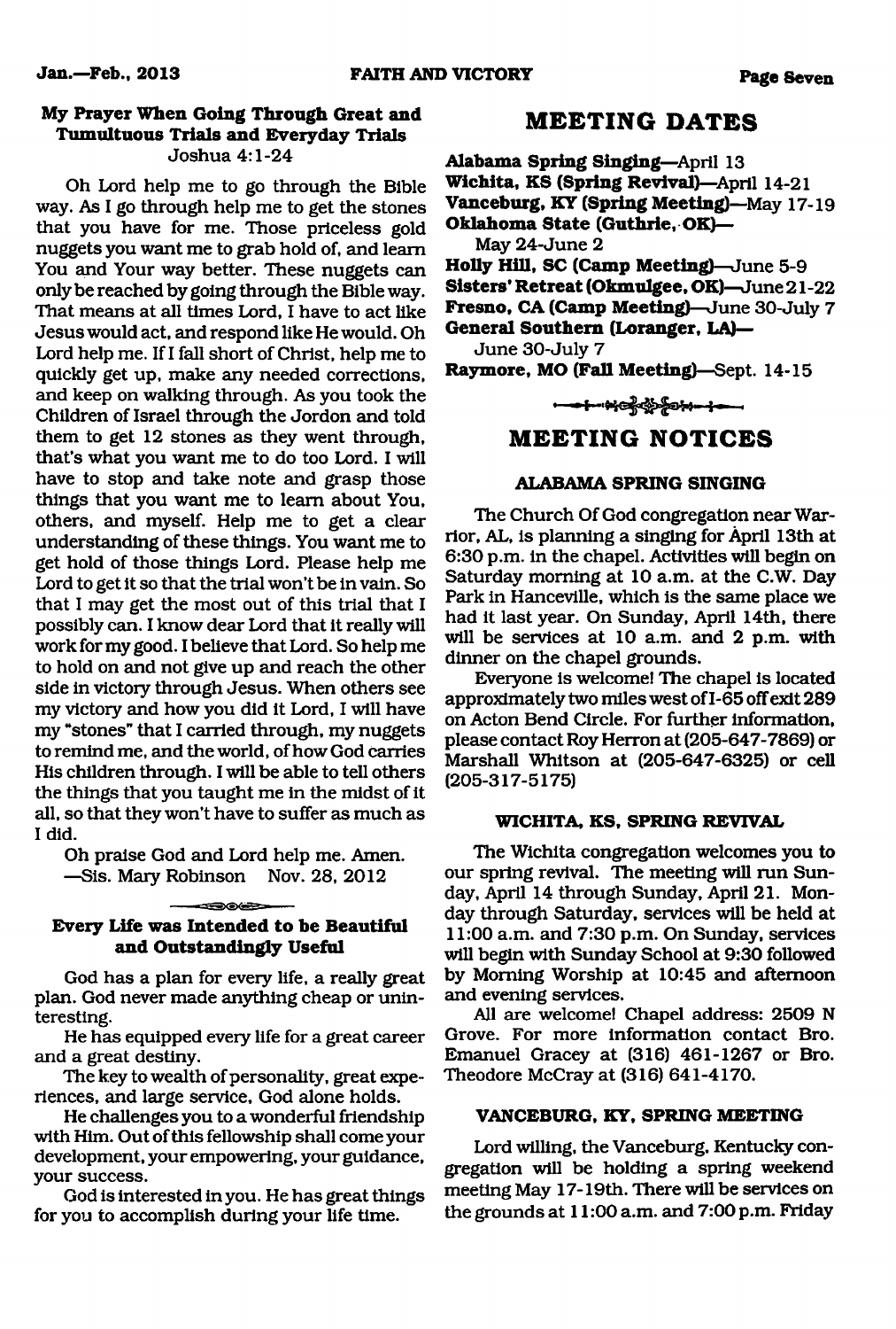### My Prayer When Going Through Great and Tumultuous Trials and Everyday Trials

Joshua 4:1-24

Oh Lord help me to go through the Bible way. As I go through help me to get the stones that you have for me. Those priceless gold nuggets you want me to grab hold of, and learn You and Your way better. These nuggets can only be reached by going through the Bible way. That means at all times Lord, I have to act like Jesus would act, and respond like He would. Oh Lord help me. If I fall short of Christ, help me to quickly get up, make any needed corrections, and keep on walking through. As you took the Children of Israel through the Jordon and told them to get 12 stones as they went through, that's what you want me to do too Lord. I will have to stop and take note and grasp those things that you want me to learn about You, others, and myself. Help me to get a clear understanding of these things. You want me to get hold of those things Lord. Please help me Lord to get it so that the trial won't be in vain. So that I may get the most out of this trial that I possibly can. I know dear Lord that it really will work for my good. I believe that Lord. So help me to hold on and not give up and reach the other side in victory through Jesus. When others see my victory and how you did it Lord, I will have my "stones" that I carried through, my nuggets to remind me, and the world, of how God carries His children through. I will be able to tell others the things that you taught me in the midst of it all, so that they won't have to suffer as much as I did.

Oh praise God and Lord help me. Amen.

—Sis. Mary Robinson Nov. 28, 2012

### Every Life was Intended to be Beautiful and Outstandingly Useful

God has a plan for every life, a really great plan. God never made anything cheap or uninteresting.

He has equipped every life for a great career and a great destiny.

The key to wealth of personality, great experiences, and large service, God alone holds.

He challenges you to a wonderful friendship with Him. Out of this fellowship shall come your development, your empowering, your guidance, your success.

God is interested in you. He has great things for you to accomplish during your life time.

## MEETING DATES

**Alabama Spring Singing**—April 13
**Wichita, KS (Spring Revival)**—April 14-21
**Vanceburg, KY (Spring Meeting)**—May 17-19
**Oklahoma State (Guthrie, OK)**—
May 24-June 2
**Holly Hill, SC (Camp Meeting)**—June 5-9
**Sisters' Retreat (Okmulgee, OK)**—June 21-22
**Fresno, CA (Camp Meeting)**—June 30-July 7
**General Southern (Loranger, LA)**—
June 30-July 7
**Raymore, MO (Fall Meeting)**—Sept. 14-15

## MEETING NOTICES

### ALABAMA SPRING SINGING

The Church Of God congregation near Warrior, AL, is planning a singing for April 13th at 6:30 p.m. in the chapel. Activities will begin on Saturday morning at 10 a.m. at the C.W. Day Park in Hanceville, which is the same place we had it last year. On Sunday, April 14th, there will be services at 10 a.m. and 2 p.m. with dinner on the chapel grounds.

Everyone is welcome! The chapel is located approximately two miles west of I-65 off exit 289 on Acton Bend Circle. For further information, please contact Roy Herron at (205-647-7869) or Marshall Whitson at (205-647-6325) or cell (205-317-5175)

### WICHITA, KS, SPRING REVIVAL

The Wichita congregation welcomes you to our spring revival. The meeting will run Sunday, April 14 through Sunday, April 21. Monday through Saturday, services will be held at 11:00 a.m. and 7:30 p.m. On Sunday, services will begin with Sunday School at 9:30 followed by Morning Worship at 10:45 and afternoon and evening services.

All are welcome! Chapel address: 2509 N Grove. For more information contact Bro. Emanuel Gracey at (316) 461-1267 or Bro. Theodore McCray at (316) 641-4170.

### VANCEBURG, KY, SPRING MEETING

Lord willing, the Vanceburg, Kentucky congregation will be holding a spring weekend meeting May 17-19th. There will be services on the grounds at 11:00 a.m. and 7:00 p.m. Friday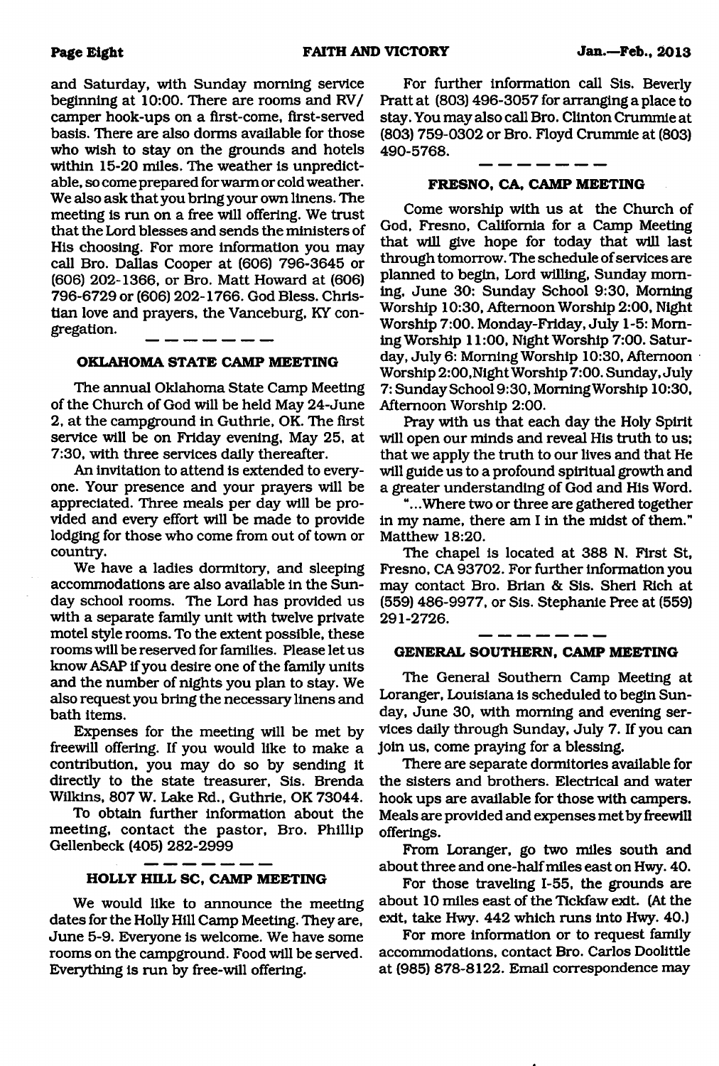and Saturday, with Sunday morning service beginning at 10:00. There are rooms and RV/ camper hook-ups on a first-come, first-served basis. There are also dorms available for those who wish to stay on the grounds and hotels within 15-20 miles. The weather is unpredictable, so come prepared for warm or cold weather. We also ask that you bring your own linens. The meeting is run on a free will offering. We trust that the Lord blesses and sends the ministers of His choosing. For more information you may call Bro. Dallas Cooper at (606) 796-3645 or (606) 202-1366, or Bro. Matt Howard at (606) 796-6729 or (606) 202-1766. God Bless. Christian love and prayers, the Vanceburg, KY congregation.

---

### OKLAHOMA STATE CAMP MEETING

The annual Oklahoma State Camp Meeting of the Church of God will be held May 24-June 2, at the campground in Guthrie, OK. The first service will be on Friday evening, May 25, at 7:30, with three services daily thereafter.

An invitation to attend is extended to everyone. Your presence and your prayers will be appreciated. Three meals per day will be provided and every effort will be made to provide lodging for those who come from out of town or country.

We have a ladies dormitory, and sleeping accommodations are also available in the Sunday school rooms. The Lord has provided us with a separate family unit with twelve private motel style rooms. To the extent possible, these rooms will be reserved for families. Please let us know ASAP if you desire one of the family units and the number of nights you plan to stay. We also request you bring the necessary linens and bath items.

Expenses for the meeting will be met by freewill offering. If you would like to make a contribution, you may do so by sending it directly to the state treasurer, Sis. Brenda Wilkins, 807 W. Lake Rd., Guthrie, OK 73044.

To obtain further information about the meeting, contact the pastor, Bro. Phillip Gellenbeck (405) 282-2999

---

### HOLLY HILL SC, CAMP MEETING

We would like to announce the meeting dates for the Holly Hill Camp Meeting. They are, June 5-9. Everyone is welcome. We have some rooms on the campground. Food will be served. Everything is run by free-will offering.

For further information call Sis. Beverly Pratt at (803) 496-3057 for arranging a place to stay. You may also call Bro. Clinton Crummie at (803) 759-0302 or Bro. Floyd Crummie at (803) 490-5768.

---

### FRESNO, CA, CAMP MEETING

Come worship with us at the Church of God, Fresno, California for a Camp Meeting that will give hope for today that will last through tomorrow. The schedule of services are planned to begin, Lord willing, Sunday morning, June 30: Sunday School 9:30, Morning Worship 10:30, Afternoon Worship 2:00, Night Worship 7:00. Monday-Friday, July 1-5: Morning Worship 11:00, Night Worship 7:00. Saturday, July 6: Morning Worship 10:30, Afternoon Worship 2:00, Night Worship 7:00. Sunday, July 7: Sunday School 9:30, Morning Worship 10:30, Afternoon Worship 2:00.

Pray with us that each day the Holy Spirit will open our minds and reveal His truth to us; that we apply the truth to our lives and that He will guide us to a profound spiritual growth and a greater understanding of God and His Word.

"...Where two or three are gathered together in my name, there am I in the midst of them." Matthew 18:20.

The chapel is located at 388 N. First St, Fresno, CA 93702. For further information you may contact Bro. Brian & Sis. Sheri Rich at (559) 486-9977, or Sis. Stephanie Pree at (559) 291-2726.

---

### GENERAL SOUTHERN, CAMP MEETING

The General Southern Camp Meeting at Loranger, Louisiana is scheduled to begin Sunday, June 30, with morning and evening services daily through Sunday, July 7. If you can join us, come praying for a blessing.

There are separate dormitories available for the sisters and brothers. Electrical and water hook ups are available for those with campers. Meals are provided and expenses met by freewill offerings.

From Loranger, go two miles south and about three and one-half miles east on Hwy. 40.

For those traveling I-55, the grounds are about 10 miles east of the Tickfaw exit. (At the exit, take Hwy. 442 which runs into Hwy. 40.)

For more information or to request family accommodations, contact Bro. Carlos Doolittle at (985) 878-8122. Email correspondence may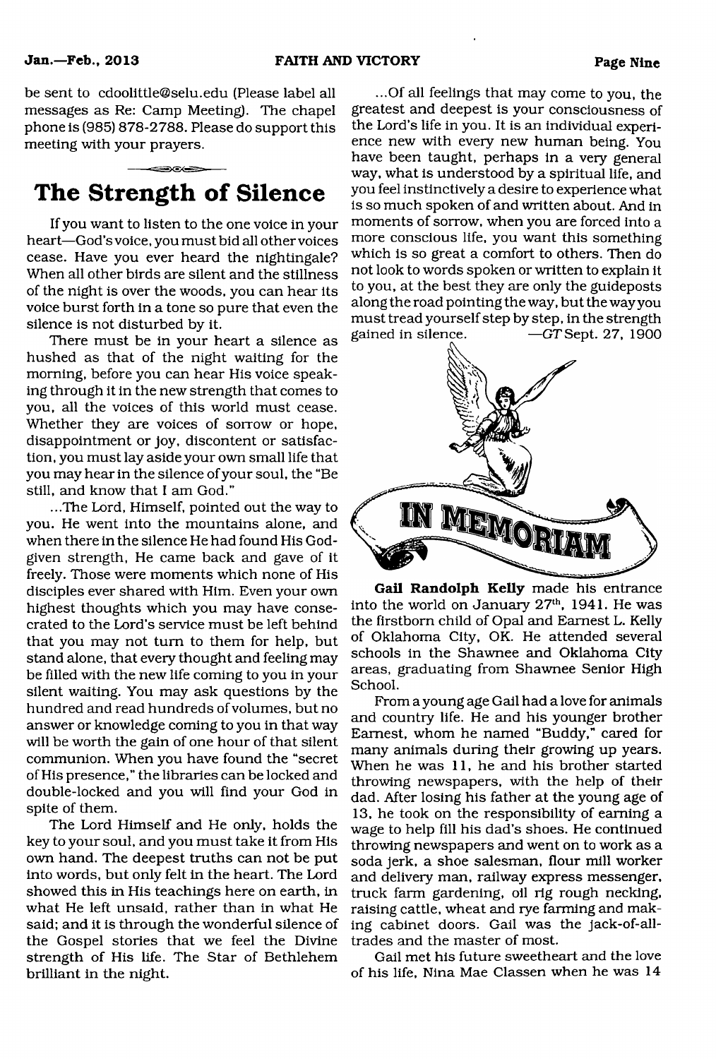be sent to cdoolittle@selu.edu (Please label all messages as Re: Camp Meeting). The chapel phone is (985) 878-2788. Please do support this meeting with your prayers.

## The Strength of Silence

If you want to listen to the one voice in your heart—God's voice, you must bid all other voices cease. Have you ever heard the nightingale? When all other birds are silent and the stillness of the night is over the woods, you can hear its voice burst forth in a tone so pure that even the silence is not disturbed by it.

There must be in your heart a silence as hushed as that of the night waiting for the morning, before you can hear His voice speaking through it in the new strength that comes to you, all the voices of this world must cease. Whether they are voices of sorrow or hope, disappointment or joy, discontent or satisfaction, you must lay aside your own small life that you may hear in the silence of your soul, the "Be still, and know that I am God."

...The Lord, Himself, pointed out the way to you. He went into the mountains alone, and when there in the silence He had found His God-given strength, He came back and gave of it freely. Those were moments which none of His disciples ever shared with Him. Even your own highest thoughts which you may have consecrated to the Lord's service must be left behind that you may not turn to them for help, but stand alone, that every thought and feeling may be filled with the new life coming to you in your silent waiting. You may ask questions by the hundred and read hundreds of volumes, but no answer or knowledge coming to you in that way will be worth the gain of one hour of that silent communion. When you have found the "secret of His presence," the libraries can be locked and double-locked and you will find your God in spite of them.

The Lord Himself and He only, holds the key to your soul, and you must take it from His own hand. The deepest truths can not be put into words, but only felt in the heart. The Lord showed this in His teachings here on earth, in what He left unsaid, rather than in what He said; and it is through the wonderful silence of the Gospel stories that we feel the Divine strength of His life. The Star of Bethlehem brilliant in the night.

...Of all feelings that may come to you, the greatest and deepest is your consciousness of the Lord's life in you. It is an individual experience new with every new human being. You have been taught, perhaps in a very general way, what is understood by a spiritual life, and you feel instinctively a desire to experience what is so much spoken of and written about. And in moments of sorrow, when you are forced into a more conscious life, you want this something which is so great a comfort to others. Then do not look to words spoken or written to explain it to you, at the best they are only the guideposts along the road pointing the way, but the way you must tread yourself step by step, in the strength gained in silence. —*GT* Sept. 27, 1900

## IN MEMORIAM

**Gail Randolph Kelly** made his entrance into the world on January 27th, 1941. He was the firstborn child of Opal and Earnest L. Kelly of Oklahoma City, OK. He attended several schools in the Shawnee and Oklahoma City areas, graduating from Shawnee Senior High School.

From a young age Gail had a love for animals and country life. He and his younger brother Earnest, whom he named "Buddy," cared for many animals during their growing up years. When he was 11, he and his brother started throwing newspapers, with the help of their dad. After losing his father at the young age of 13, he took on the responsibility of earning a wage to help fill his dad's shoes. He continued throwing newspapers and went on to work as a soda jerk, a shoe salesman, flour mill worker and delivery man, railway express messenger, truck farm gardening, oil rig rough necking, raising cattle, wheat and rye farming and making cabinet doors. Gail was the jack-of-all-trades and the master of most.

Gail met his future sweetheart and the love of his life, Nina Mae Classen when he was 14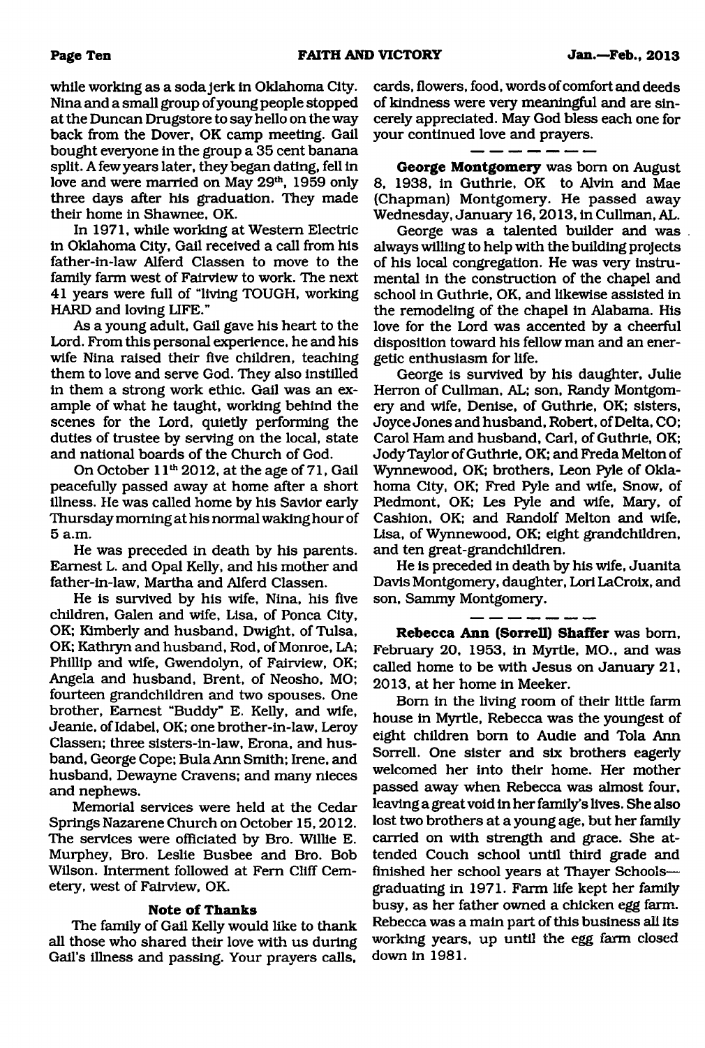while working as a soda jerk in Oklahoma City. Nina and a small group of young people stopped at the Duncan Drugstore to say hello on the way back from the Dover, OK camp meeting. Gail bought everyone in the group a 35 cent banana split. A few years later, they began dating, fell in love and were married on May 29th, 1959 only three days after his graduation. They made their home in Shawnee, OK.

In 1971, while working at Western Electric in Oklahoma City, Gail received a call from his father-in-law Alferd Classen to move to the family farm west of Fairview to work. The next 41 years were full of "living TOUGH, working HARD and loving LIFE."

As a young adult, Gail gave his heart to the Lord. From this personal experience, he and his wife Nina raised their five children, teaching them to love and serve God. They also instilled in them a strong work ethic. Gail was an example of what he taught, working behind the scenes for the Lord, quietly performing the duties of trustee by serving on the local, state and national boards of the Church of God.

On October 11th 2012, at the age of 71, Gail peacefully passed away at home after a short illness. He was called home by his Savior early Thursday morning at his normal waking hour of 5 a.m.

He was preceded in death by his parents. Earnest L. and Opal Kelly, and his mother and father-in-law, Martha and Alferd Classen.

He is survived by his wife, Nina, his five children, Galen and wife, Lisa, of Ponca City, OK; Kimberly and husband, Dwight, of Tulsa, OK; Kathryn and husband, Rod, of Monroe, LA; Phillip and wife, Gwendolyn, of Fairview, OK; Angela and husband, Brent, of Neosho, MO; fourteen grandchildren and two spouses. One brother, Earnest "Buddy" E. Kelly, and wife, Jeanie, of Idabel, OK; one brother-in-law, Leroy Classen; three sisters-in-law, Erona, and husband, George Cope; Bula Ann Smith; Irene, and husband, Dewayne Cravens; and many nieces and nephews.

Memorial services were held at the Cedar Springs Nazarene Church on October 15, 2012. The services were officiated by Bro. Willie E. Murphey, Bro. Leslie Busbee and Bro. Bob Wilson. Interment followed at Fern Cliff Cemetery, west of Fairview, OK.

**Note of Thanks**

The family of Gail Kelly would like to thank all those who shared their love with us during Gail's illness and passing. Your prayers calls, cards, flowers, food, words of comfort and deeds of kindness were very meaningful and are sincerely appreciated. May God bless each one for your continued love and prayers.

— — — — — — —

**George Montgomery** was born on August 8, 1938, in Guthrie, OK to Alvin and Mae (Chapman) Montgomery. He passed away Wednesday, January 16, 2013, in Cullman, AL.

George was a talented builder and was always willing to help with the building projects of his local congregation. He was very instrumental in the construction of the chapel and school in Guthrie, OK, and likewise assisted in the remodeling of the chapel in Alabama. His love for the Lord was accented by a cheerful disposition toward his fellow man and an energetic enthusiasm for life.

George is survived by his daughter, Julie Herron of Cullman, AL; son, Randy Montgomery and wife, Denise, of Guthrie, OK; sisters, Joyce Jones and husband, Robert, of Delta, CO; Carol Ham and husband, Carl, of Guthrie, OK; Jody Taylor of Guthrie, OK; and Freda Melton of Wynnewood, OK; brothers, Leon Pyle of Oklahoma City, OK; Fred Pyle and wife, Snow, of Piedmont, OK; Les Pyle and wife, Mary, of Cashion, OK; and Randolf Melton and wife, Lisa, of Wynnewood, OK; eight grandchildren, and ten great-grandchildren.

He is preceded in death by his wife, Juanita Davis Montgomery, daughter, Lori LaCroix, and son, Sammy Montgomery.

— — — — — — —

**Rebecca Ann (Sorrell) Shaffer** was born, February 20, 1953, in Myrtle, MO., and was called home to be with Jesus on January 21, 2013, at her home in Meeker.

Born in the living room of their little farm house in Myrtle, Rebecca was the youngest of eight children born to Audie and Tola Ann Sorrell. One sister and six brothers eagerly welcomed her into their home. Her mother passed away when Rebecca was almost four, leaving a great void in her family's lives. She also lost two brothers at a young age, but her family carried on with strength and grace. She attended Couch school until third grade and finished her school years at Thayer Schools—graduating in 1971. Farm life kept her family busy, as her father owned a chicken egg farm. Rebecca was a main part of this business all its working years, up until the egg farm closed down in 1981.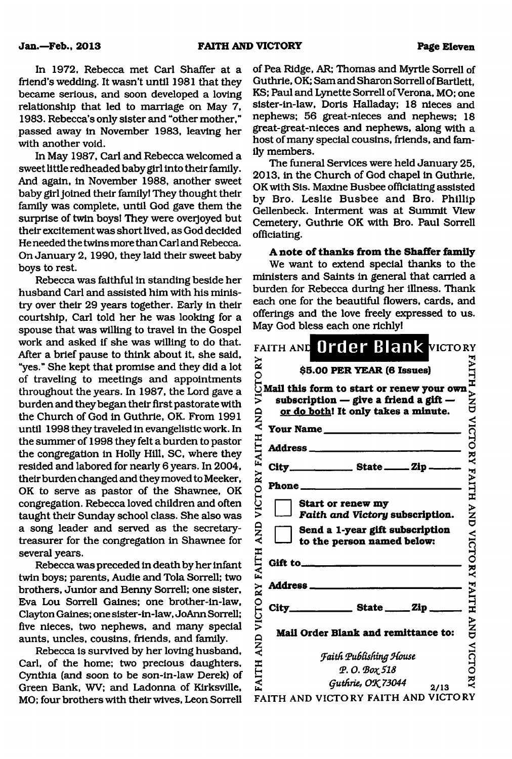In 1972, Rebecca met Carl Shaffer at a friend's wedding. It wasn't until 1981 that they became serious, and soon developed a loving relationship that led to marriage on May 7, 1983. Rebecca's only sister and "other mother," passed away in November 1983, leaving her with another void.

In May 1987, Carl and Rebecca welcomed a sweet little redheaded baby girl into their family. And again, in November 1988, another sweet baby girl joined their family! They thought their family was complete, until God gave them the surprise of twin boys! They were overjoyed but their excitement was short lived, as God decided He needed the twins more than Carl and Rebecca. On January 2, 1990, they laid their sweet baby boys to rest.

Rebecca was faithful in standing beside her husband Carl and assisted him with his ministry over their 29 years together. Early in their courtship, Carl told her he was looking for a spouse that was willing to travel in the Gospel work and asked if she was willing to do that. After a brief pause to think about it, she said, "yes." She kept that promise and they did a lot of traveling to meetings and appointments throughout the years. In 1987, the Lord gave a burden and they began their first pastorate with the Church of God in Guthrie, OK. From 1991 until 1998 they traveled in evangelistic work. In the summer of 1998 they felt a burden to pastor the congregation in Holly Hill, SC, where they resided and labored for nearly 6 years. In 2004, their burden changed and they moved to Meeker, OK to serve as pastor of the Shawnee, OK congregation. Rebecca loved children and often taught their Sunday school class. She also was a song leader and served as the secretary-treasurer for the congregation in Shawnee for several years.

Rebecca was preceded in death by her infant twin boys; parents, Audie and Tola Sorrell; two brothers, Junior and Benny Sorrell; one sister, Eva Lou Sorrell Gaines; one brother-in-law, Clayton Gaines; one sister-in-law, JoAnn Sorrell; five nieces, two nephews, and many special aunts, uncles, cousins, friends, and family.

Rebecca is survived by her loving husband, Carl, of the home; two precious daughters, Cynthia (and soon to be son-in-law Derek) of Green Bank, WV; and Ladonna of Kirksville, MO; four brothers with their wives, Leon Sorrell of Pea Ridge, AR; Thomas and Myrtle Sorrell of Guthrie, OK; Sam and Sharon Sorrell of Bartlett, KS; Paul and Lynette Sorrell of Verona, MO; one sister-in-law, Doris Halladay; 18 nieces and nephews; 56 great-nieces and nephews; 18 great-great-nieces and nephews, along with a host of many special cousins, friends, and family members.

The funeral Services were held January 25, 2013, in the Church of God chapel in Guthrie, OK with Sis. Maxine Busbee officiating assisted by Bro. Leslie Busbee and Bro. Phillip Gellenbeck. Interment was at Summit View Cemetery, Guthrie OK with Bro. Paul Sorrell officiating.

**A note of thanks from the Shaffer family**

We want to extend special thanks to the ministers and Saints in general that carried a burden for Rebecca during her illness. Thank each one for the beautiful flowers, cards, and offerings and the love freely expressed to us. May God bless each one richly!

FAITH AND VICTORY **Order Blank**

**$5.00 PER YEAR (6 Issues)**

**Mail this form to start or renew your own subscription — give a friend a gift — or do both! It only takes a minute.**

**Your Name** ____________________

**Address** ____________________

**City** __________ **State** ____ **Zip** ____

**Phone** ____________________

☐ **Start or renew my *Faith and Victory* subscription.**

☐ **Send a 1-year gift subscription to the person named below:**

**Gift to** ____________________

**Address** ____________________

**City** __________ **State** ____ **Zip** ____

**Mail Order Blank and remittance to:**

*Faith Publishing House*
*P. O. Box 518*
*Guthrie, OK 73044*

2/13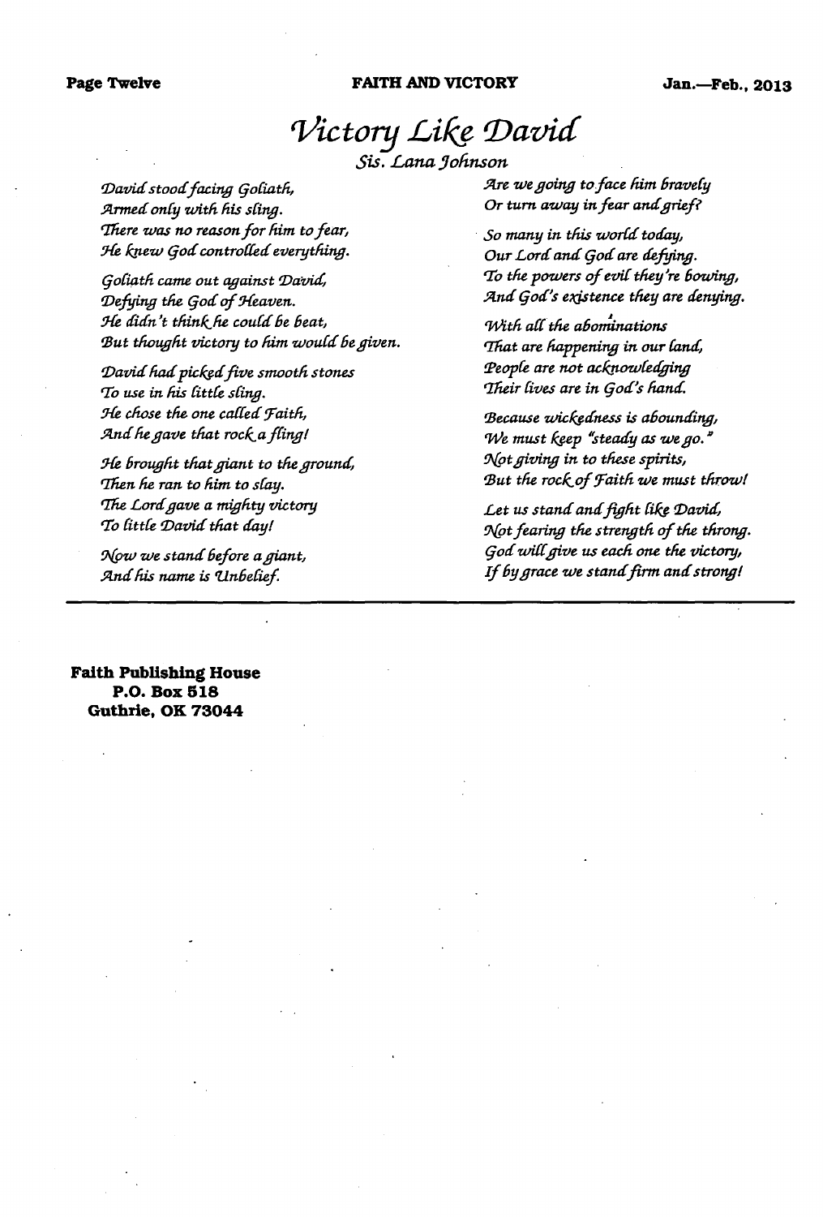# *Victory Like David*

*Sis. Lana Johnson*

*David stood facing Goliath,*
*Armed only with his sling.*
*There was no reason for him to fear,*
*He knew God controlled everything.*

*Goliath came out against David,*
*Defying the God of Heaven.*
*He didn't think he could be beat,*
*But thought victory to him would be given.*

*David had picked five smooth stones*
*To use in his little sling.*
*He chose the one called Faith,*
*And he gave that rock a fling!*

*He brought that giant to the ground,*
*Then he ran to him to slay.*
*The Lord gave a mighty victory*
*To little David that day!*

*Now we stand before a giant,*
*And his name is Unbelief.*
*Are we going to face him bravely*
*Or turn away in fear and grief?*

*So many in this world today,*
*Our Lord and God are defying.*
*To the powers of evil they're bowing,*
*And God's existence they are denying.*

*With all the abominations*
*That are happening in our land,*
*People are not acknowledging*
*Their lives are in God's hand.*

*Because wickedness is abounding,*
*We must keep "steady as we go."*
*Not giving in to these spirits,*
*But the rock of Faith we must throw!*

*Let us stand and fight like David,*
*Not fearing the strength of the throng.*
*God will give us each one the victory,*
*If by grace we stand firm and strong!*

---

**Faith Publishing House**
**P.O. Box 518**
**Guthrie, OK 73044**